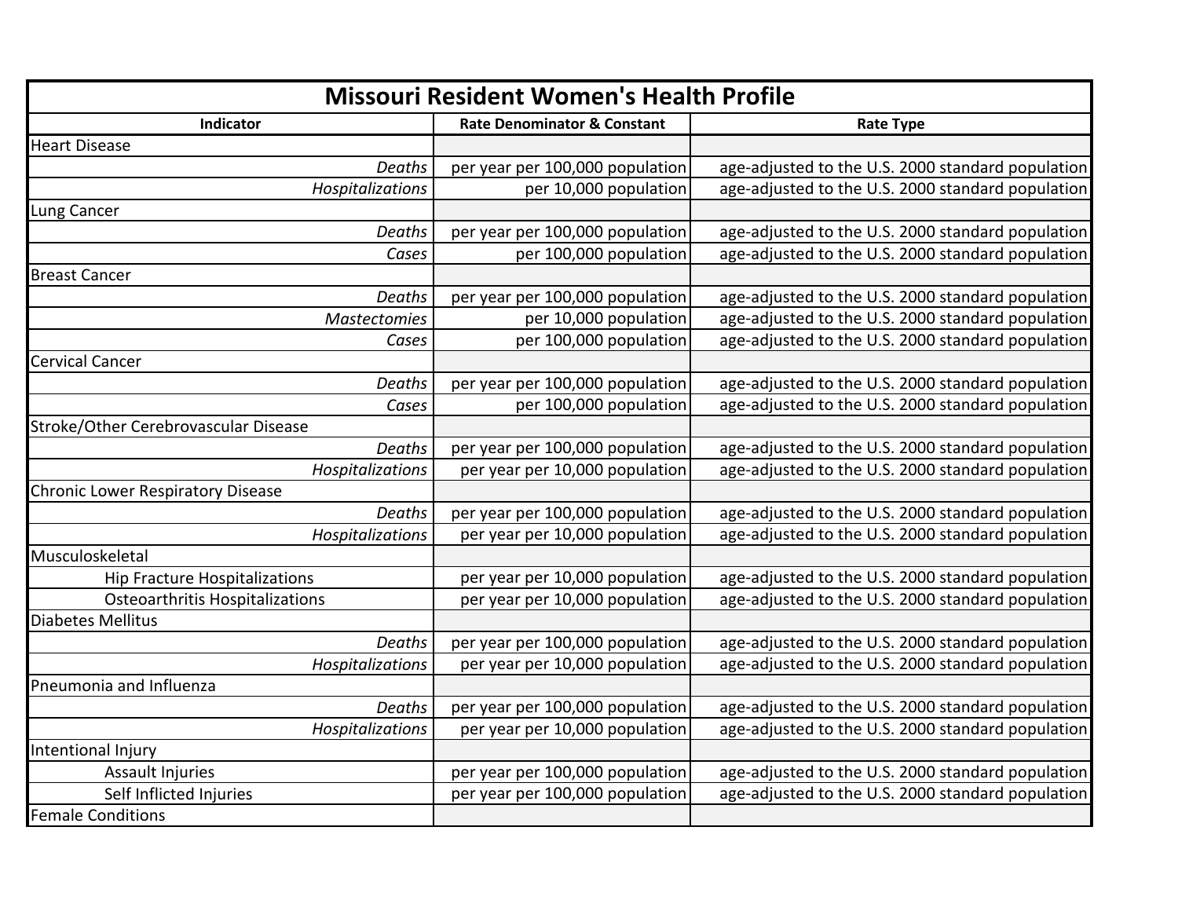# Missouri Resident Women's Health Profile

| Indicator | Rate Denominator & Constant | Rate Type |
|---|---|---|
| Heart Disease | | |
| *Deaths* | per year per 100,000 population | age-adjusted to the U.S. 2000 standard population |
| *Hospitalizations* | per 10,000 population | age-adjusted to the U.S. 2000 standard population |
| Lung Cancer | | |
| *Deaths* | per year per 100,000 population | age-adjusted to the U.S. 2000 standard population |
| *Cases* | per 100,000 population | age-adjusted to the U.S. 2000 standard population |
| Breast Cancer | | |
| *Deaths* | per year per 100,000 population | age-adjusted to the U.S. 2000 standard population |
| *Mastectomies* | per 10,000 population | age-adjusted to the U.S. 2000 standard population |
| *Cases* | per 100,000 population | age-adjusted to the U.S. 2000 standard population |
| Cervical Cancer | | |
| *Deaths* | per year per 100,000 population | age-adjusted to the U.S. 2000 standard population |
| *Cases* | per 100,000 population | age-adjusted to the U.S. 2000 standard population |
| Stroke/Other Cerebrovascular Disease | | |
| *Deaths* | per year per 100,000 population | age-adjusted to the U.S. 2000 standard population |
| *Hospitalizations* | per year per 10,000 population | age-adjusted to the U.S. 2000 standard population |
| Chronic Lower Respiratory Disease | | |
| *Deaths* | per year per 100,000 population | age-adjusted to the U.S. 2000 standard population |
| *Hospitalizations* | per year per 10,000 population | age-adjusted to the U.S. 2000 standard population |
| Musculoskeletal | | |
| Hip Fracture Hospitalizations | per year per 10,000 population | age-adjusted to the U.S. 2000 standard population |
| Osteoarthritis Hospitalizations | per year per 10,000 population | age-adjusted to the U.S. 2000 standard population |
| Diabetes Mellitus | | |
| *Deaths* | per year per 100,000 population | age-adjusted to the U.S. 2000 standard population |
| *Hospitalizations* | per year per 10,000 population | age-adjusted to the U.S. 2000 standard population |
| Pneumonia and Influenza | | |
| *Deaths* | per year per 100,000 population | age-adjusted to the U.S. 2000 standard population |
| *Hospitalizations* | per year per 10,000 population | age-adjusted to the U.S. 2000 standard population |
| Intentional Injury | | |
| Assault Injuries | per year per 100,000 population | age-adjusted to the U.S. 2000 standard population |
| Self Inflicted Injuries | per year per 100,000 population | age-adjusted to the U.S. 2000 standard population |
| Female Conditions | | |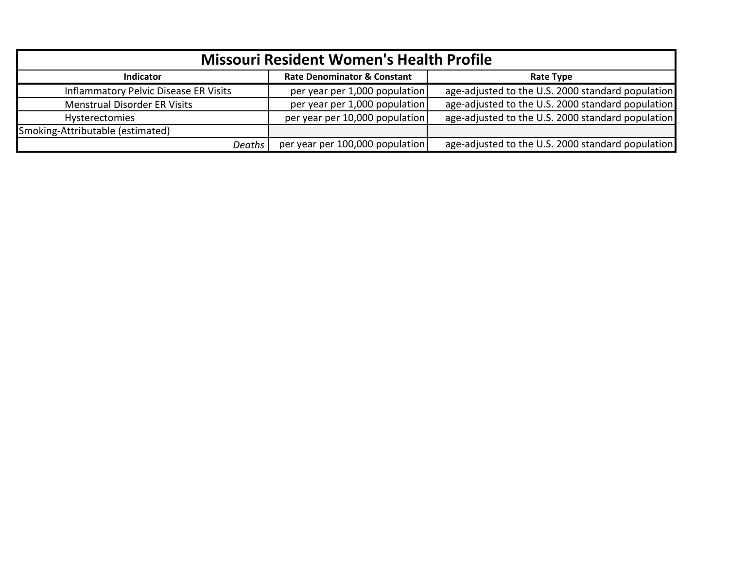| Missouri Resident Women's Health Profile | | |
| --- | --- | --- |
| **Indicator** | **Rate Denominator & Constant** | **Rate Type** |
| Inflammatory Pelvic Disease ER Visits | per year per 1,000 population | age-adjusted to the U.S. 2000 standard population |
| Menstrual Disorder ER Visits | per year per 1,000 population | age-adjusted to the U.S. 2000 standard population |
| Hysterectomies | per year per 10,000 population | age-adjusted to the U.S. 2000 standard population |
| Smoking-Attributable (estimated) | | |
| *Deaths* | per year per 100,000 population | age-adjusted to the U.S. 2000 standard population |